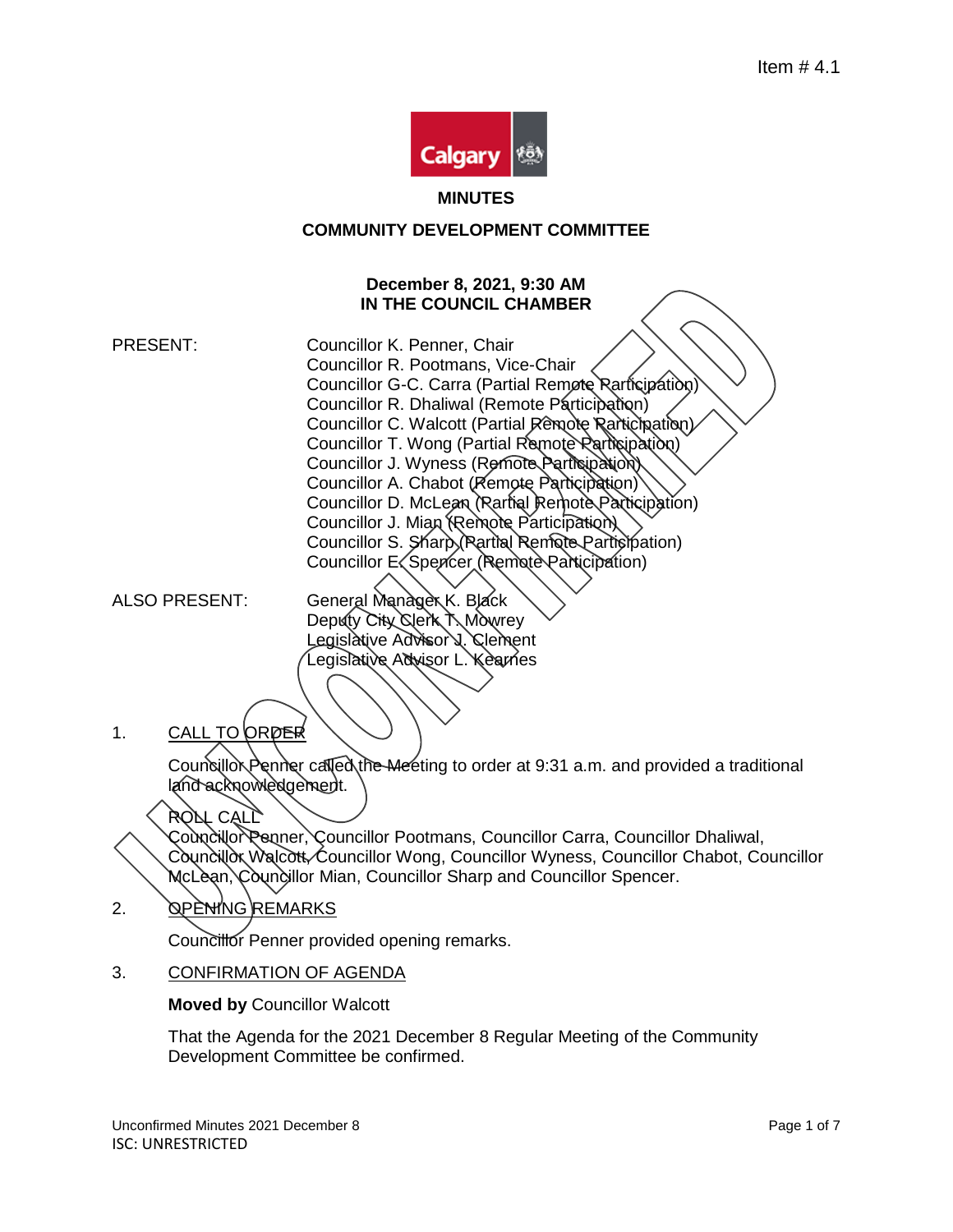Item # 4.1

**MINUTES**

**COMMUNITY DEVELOPMENT COMMITTEE**

**December 8, 2021, 9:30 AM**
**IN THE COUNCIL CHAMBER**

PRESENT: Councillor K. Penner, Chair
Councillor R. Pootmans, Vice-Chair
Councillor G-C. Carra (Partial Remote Participation)
Councillor R. Dhaliwal (Remote Participation)
Councillor C. Walcott (Partial Remote Participation)
Councillor T. Wong (Partial Remote Participation)
Councillor J. Wyness (Remote Participation)
Councillor A. Chabot (Remote Participation)
Councillor D. McLean (Partial Remote Participation)
Councillor J. Mian (Remote Participation)
Councillor S. Sharp (Partial Remote Participation)
Councillor E. Spencer (Remote Participation)

ALSO PRESENT: General Manager K. Black
Deputy City Clerk T. Mowrey
Legislative Advisor J. Clement
Legislative Advisor L. Kearnes

1. CALL TO ORDER

Councillor Penner called the Meeting to order at 9:31 a.m. and provided a traditional land acknowledgement.

ROLL CALL

Councillor Penner, Councillor Pootmans, Councillor Carra, Councillor Dhaliwal, Councillor Walcott, Councillor Wong, Councillor Wyness, Councillor Chabot, Councillor McLean, Councillor Mian, Councillor Sharp and Councillor Spencer.

2. OPENING REMARKS

Councillor Penner provided opening remarks.

3. CONFIRMATION OF AGENDA

**Moved by** Councillor Walcott

That the Agenda for the 2021 December 8 Regular Meeting of the Community Development Committee be confirmed.

Unconfirmed Minutes 2021 December 8
ISC: UNRESTRICTED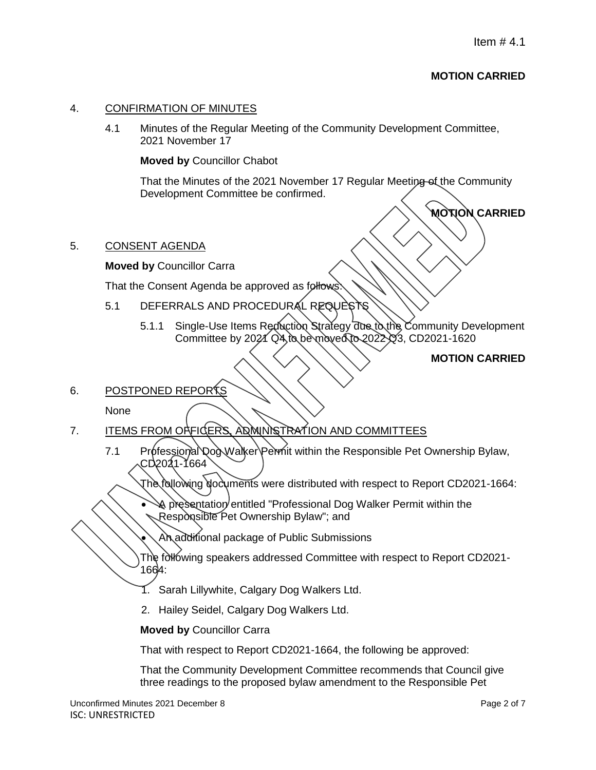**MOTION CARRIED**

4. CONFIRMATION OF MINUTES

   4.1 Minutes of the Regular Meeting of the Community Development Committee, 2021 November 17

   **Moved by** Councillor Chabot

   That the Minutes of the 2021 November 17 Regular Meeting of the Community Development Committee be confirmed.

   **MOTION CARRIED**

5. CONSENT AGENDA

   **Moved by** Councillor Carra

   That the Consent Agenda be approved as follows:

   5.1 DEFERRALS AND PROCEDURAL REQUESTS

   5.1.1 Single-Use Items Reduction Strategy due to the Community Development Committee by 2021 Q4 to be moved to 2022 Q3, CD2021-1620

   **MOTION CARRIED**

6. POSTPONED REPORTS

   None

7. ITEMS FROM OFFICERS, ADMINISTRATION AND COMMITTEES

   7.1 Professional Dog Walker Permit within the Responsible Pet Ownership Bylaw, CD2021-1664

   The following documents were distributed with respect to Report CD2021-1664:

   - A presentation entitled "Professional Dog Walker Permit within the Responsible Pet Ownership Bylaw"; and
   - An additional package of Public Submissions

   The following speakers addressed Committee with respect to Report CD2021-1664:

   1. Sarah Lillywhite, Calgary Dog Walkers Ltd.
   2. Hailey Seidel, Calgary Dog Walkers Ltd.

   **Moved by** Councillor Carra

   That with respect to Report CD2021-1664, the following be approved:

   That the Community Development Committee recommends that Council give three readings to the proposed bylaw amendment to the Responsible Pet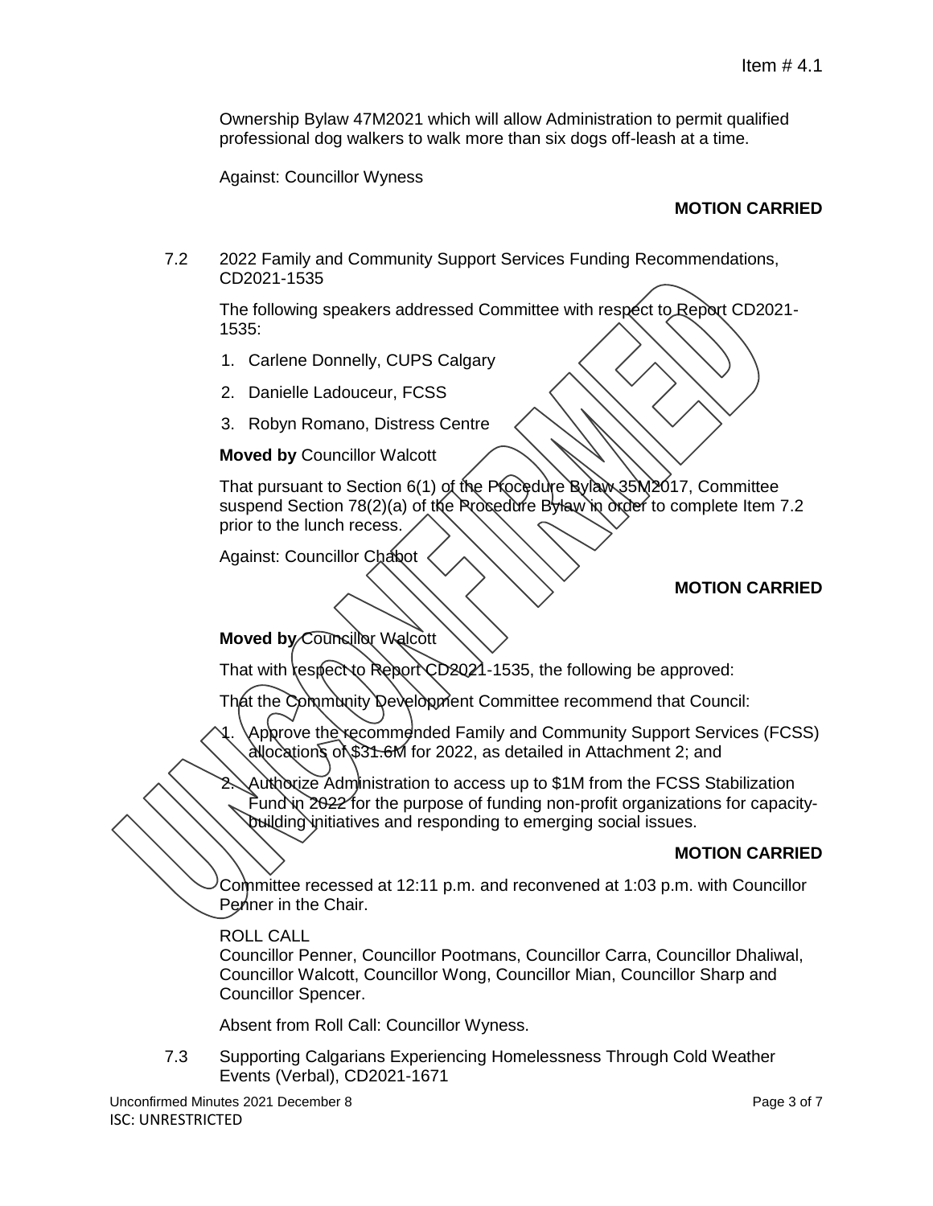Ownership Bylaw 47M2021 which will allow Administration to permit qualified professional dog walkers to walk more than six dogs off-leash at a time.

Against: Councillor Wyness

**MOTION CARRIED**

7.2 2022 Family and Community Support Services Funding Recommendations, CD2021-1535

The following speakers addressed Committee with respect to Report CD2021-1535:

1. Carlene Donnelly, CUPS Calgary
2. Danielle Ladouceur, FCSS
3. Robyn Romano, Distress Centre

**Moved by** Councillor Walcott

That pursuant to Section 6(1) of the Procedure Bylaw 35M2017, Committee suspend Section 78(2)(a) of the Procedure Bylaw in order to complete Item 7.2 prior to the lunch recess.

Against: Councillor Chabot

**MOTION CARRIED**

**Moved by** Councillor Walcott

That with respect to Report CD2021-1535, the following be approved:

That the Community Development Committee recommend that Council:

1. Approve the recommended Family and Community Support Services (FCSS) allocations of $31.6M for 2022, as detailed in Attachment 2; and
2. Authorize Administration to access up to $1M from the FCSS Stabilization Fund in 2022 for the purpose of funding non-profit organizations for capacity-building initiatives and responding to emerging social issues.

**MOTION CARRIED**

Committee recessed at 12:11 p.m. and reconvened at 1:03 p.m. with Councillor Penner in the Chair.

ROLL CALL
Councillor Penner, Councillor Pootmans, Councillor Carra, Councillor Dhaliwal, Councillor Walcott, Councillor Wong, Councillor Mian, Councillor Sharp and Councillor Spencer.

Absent from Roll Call: Councillor Wyness.

7.3 Supporting Calgarians Experiencing Homelessness Through Cold Weather Events (Verbal), CD2021-1671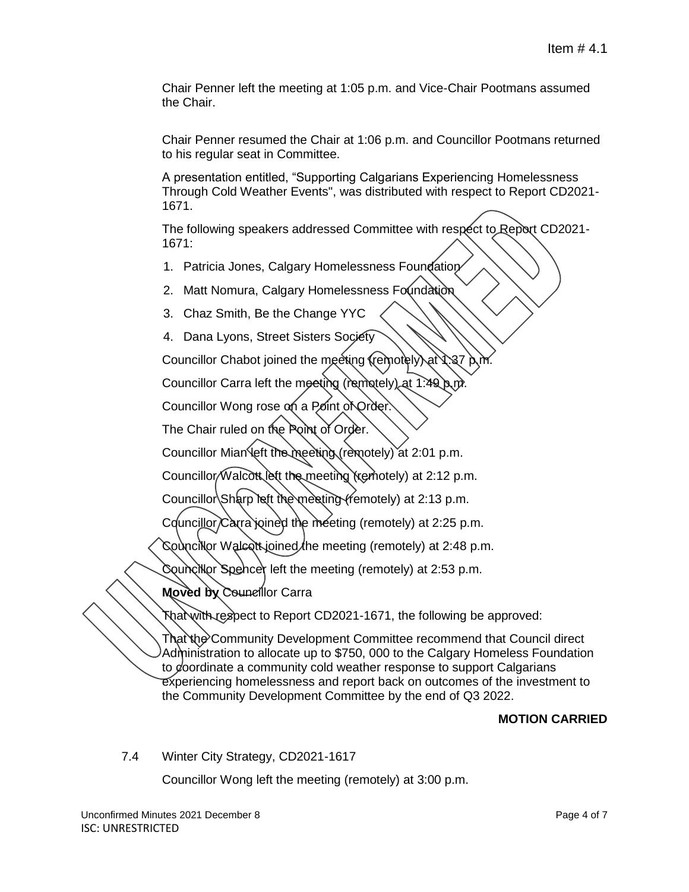Chair Penner left the meeting at 1:05 p.m. and Vice-Chair Pootmans assumed the Chair.

Chair Penner resumed the Chair at 1:06 p.m. and Councillor Pootmans returned to his regular seat in Committee.

A presentation entitled, "Supporting Calgarians Experiencing Homelessness Through Cold Weather Events", was distributed with respect to Report CD2021-1671.

The following speakers addressed Committee with respect to Report CD2021-1671:

1. Patricia Jones, Calgary Homelessness Foundation
2. Matt Nomura, Calgary Homelessness Foundation
3. Chaz Smith, Be the Change YYC
4. Dana Lyons, Street Sisters Society

Councillor Chabot joined the meeting (remotely) at 1:37 p.m.

Councillor Carra left the meeting (remotely) at 1:49 p.m.

Councillor Wong rose on a Point of Order.

The Chair ruled on the Point of Order.

Councillor Mian left the meeting (remotely) at 2:01 p.m.

Councillor Walcott left the meeting (remotely) at 2:12 p.m.

Councillor Sharp left the meeting (remotely) at 2:13 p.m.

Councillor Carra joined the meeting (remotely) at 2:25 p.m.

Councillor Walcott joined the meeting (remotely) at 2:48 p.m.

Councillor Spencer left the meeting (remotely) at 2:53 p.m.

**Moved by** Councillor Carra

That with respect to Report CD2021-1671, the following be approved:

That the Community Development Committee recommend that Council direct Administration to allocate up to $750, 000 to the Calgary Homeless Foundation to coordinate a community cold weather response to support Calgarians experiencing homelessness and report back on outcomes of the investment to the Community Development Committee by the end of Q3 2022.

**MOTION CARRIED**

7.4 Winter City Strategy, CD2021-1617

Councillor Wong left the meeting (remotely) at 3:00 p.m.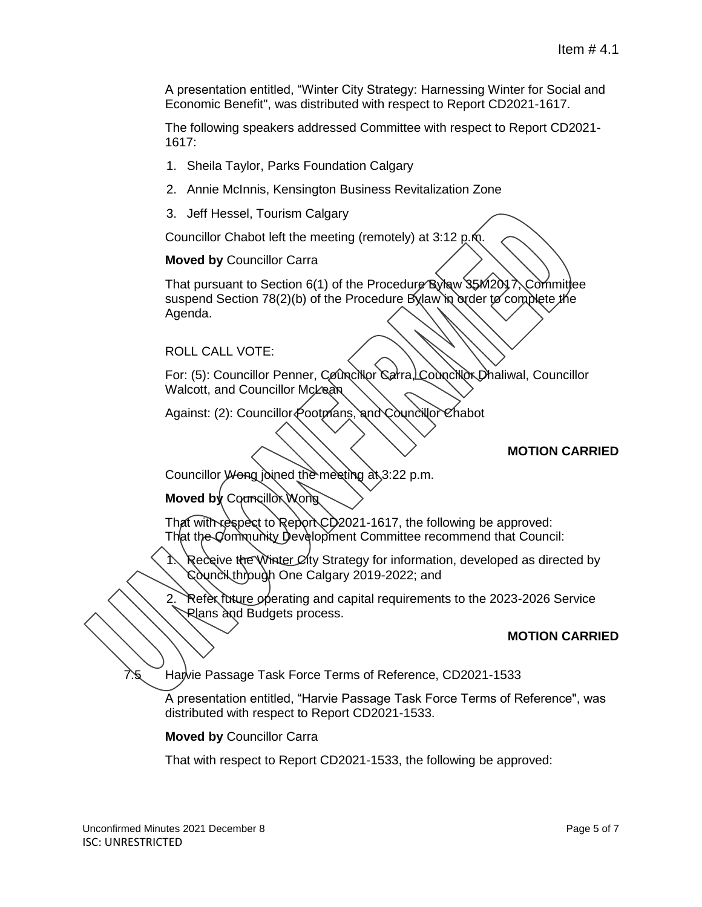A presentation entitled, "Winter City Strategy: Harnessing Winter for Social and Economic Benefit", was distributed with respect to Report CD2021-1617.

The following speakers addressed Committee with respect to Report CD2021-1617:

1. Sheila Taylor, Parks Foundation Calgary
2. Annie McInnis, Kensington Business Revitalization Zone
3. Jeff Hessel, Tourism Calgary

Councillor Chabot left the meeting (remotely) at 3:12 p.m.

**Moved by** Councillor Carra

That pursuant to Section 6(1) of the Procedure Bylaw 35M2017, Committee suspend Section 78(2)(b) of the Procedure Bylaw in order to complete the Agenda.

ROLL CALL VOTE:

For: (5): Councillor Penner, Councillor Carra, Councillor Dhaliwal, Councillor Walcott, and Councillor McLean

Against: (2): Councillor Pootmans, and Councillor Chabot

**MOTION CARRIED**

Councillor Wong joined the meeting at 3:22 p.m.

**Moved by** Councillor Wong

That with respect to Report CD2021-1617, the following be approved:
That the Community Development Committee recommend that Council:

1. Receive the Winter City Strategy for information, developed as directed by Council through One Calgary 2019-2022; and
2. Refer future operating and capital requirements to the 2023-2026 Service Plans and Budgets process.

**MOTION CARRIED**

7.5 Harvie Passage Task Force Terms of Reference, CD2021-1533

A presentation entitled, "Harvie Passage Task Force Terms of Reference", was distributed with respect to Report CD2021-1533.

**Moved by** Councillor Carra

That with respect to Report CD2021-1533, the following be approved: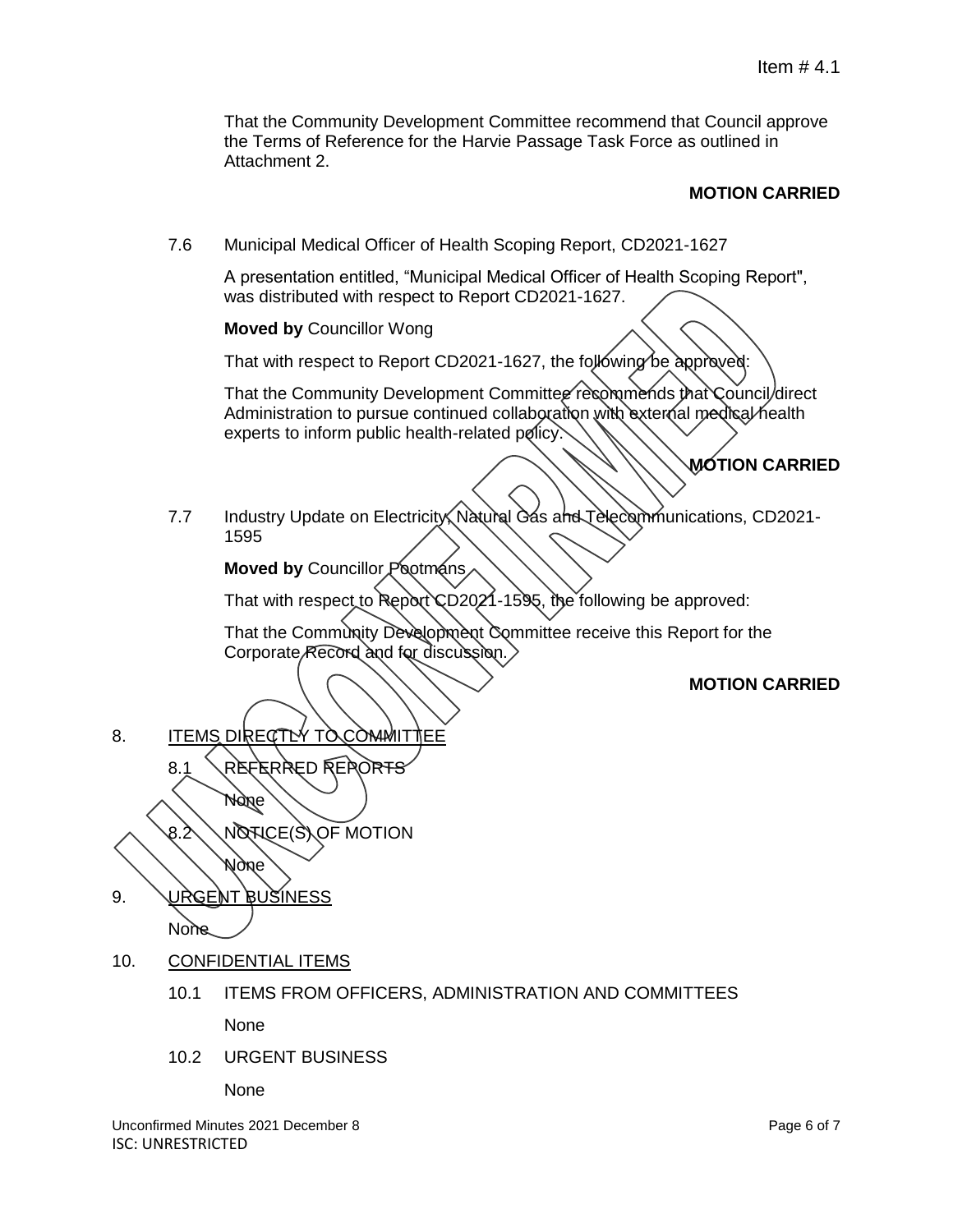That the Community Development Committee recommend that Council approve the Terms of Reference for the Harvie Passage Task Force as outlined in Attachment 2.

**MOTION CARRIED**

7.6 Municipal Medical Officer of Health Scoping Report, CD2021-1627

A presentation entitled, "Municipal Medical Officer of Health Scoping Report", was distributed with respect to Report CD2021-1627.

**Moved by** Councillor Wong

That with respect to Report CD2021-1627, the following be approved:

That the Community Development Committee recommends that Council direct Administration to pursue continued collaboration with external medical health experts to inform public health-related policy.

**MOTION CARRIED**

7.7 Industry Update on Electricity, Natural Gas and Telecommunications, CD2021-1595

**Moved by** Councillor Pootmans

That with respect to Report CD2021-1595, the following be approved:

That the Community Development Committee receive this Report for the Corporate Record and for discussion.

**MOTION CARRIED**

8. ITEMS DIRECTLY TO COMMITTEE

8.1 REFERRED REPORTS

None

8.2 NOTICE(S) OF MOTION

None

9. URGENT BUSINESS

None

10. CONFIDENTIAL ITEMS

10.1 ITEMS FROM OFFICERS, ADMINISTRATION AND COMMITTEES

None

10.2 URGENT BUSINESS

None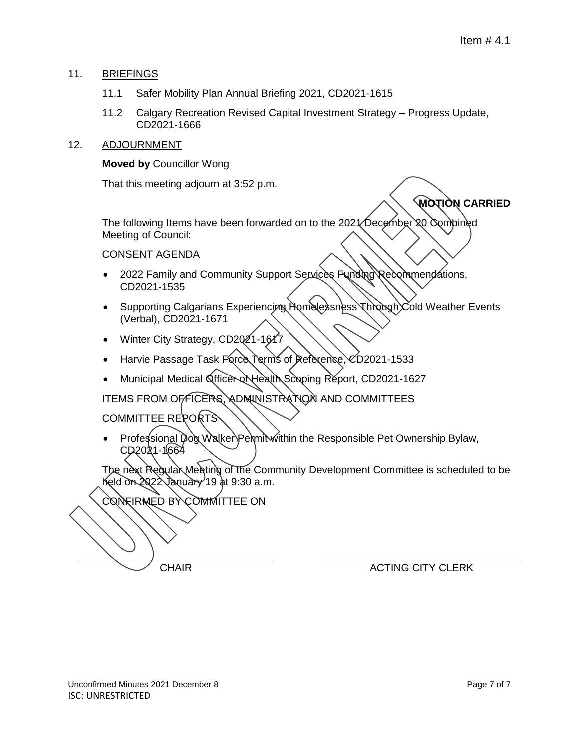Item # 4.1

11. BRIEFINGS

    11.1 Safer Mobility Plan Annual Briefing 2021, CD2021-1615

    11.2 Calgary Recreation Revised Capital Investment Strategy – Progress Update, CD2021-1666

12. ADJOURNMENT

**Moved by** Councillor Wong

That this meeting adjourn at 3:52 p.m.

**MOTION CARRIED**

The following Items have been forwarded on to the 2021 December 20 Combined Meeting of Council:

CONSENT AGENDA

- 2022 Family and Community Support Services Funding Recommendations, CD2021-1535
- Supporting Calgarians Experiencing Homelessness Through Cold Weather Events (Verbal), CD2021-1671
- Winter City Strategy, CD2021-1617
- Harvie Passage Task Force Terms of Reference, CD2021-1533
- Municipal Medical Officer of Health Scoping Report, CD2021-1627

ITEMS FROM OFFICERS, ADMINISTRATION AND COMMITTEES

COMMITTEE REPORTS

- Professional Dog Walker Permit within the Responsible Pet Ownership Bylaw, CD2021-1664

The next Regular Meeting of the Community Development Committee is scheduled to be held on 2022 January 19 at 9:30 a.m.

CONFIRMED BY COMMITTEE ON

CHAIR

ACTING CITY CLERK

UNCONFIRMED

Unconfirmed Minutes 2021 December 8

ISC: UNRESTRICTED